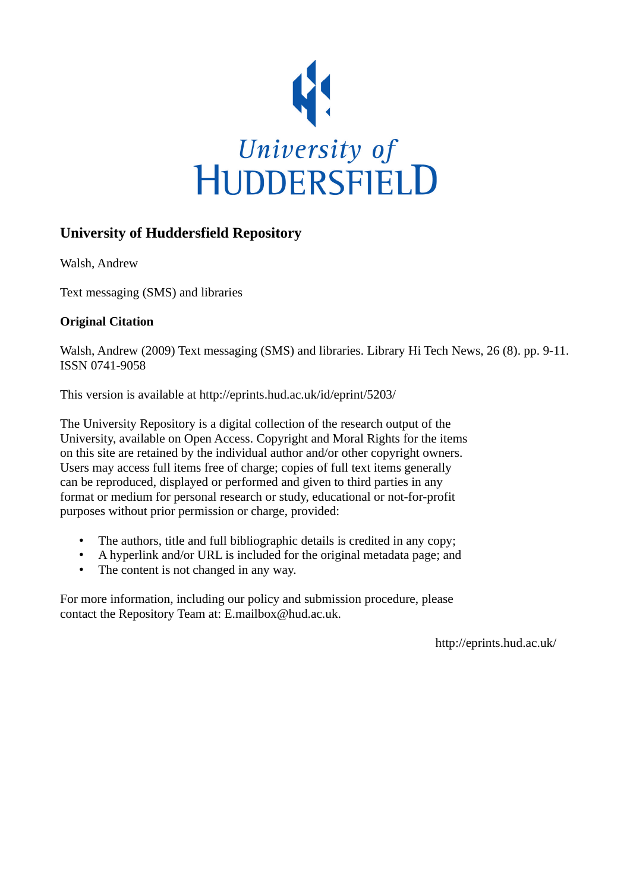University of
HUDDERSFIELD

## University of Huddersfield Repository

Walsh, Andrew

Text messaging (SMS) and libraries

**Original Citation**

Walsh, Andrew (2009) Text messaging (SMS) and libraries. Library Hi Tech News, 26 (8). pp. 9-11. ISSN 0741-9058

This version is available at http://eprints.hud.ac.uk/id/eprint/5203/

The University Repository is a digital collection of the research output of the University, available on Open Access. Copyright and Moral Rights for the items on this site are retained by the individual author and/or other copyright owners. Users may access full items free of charge; copies of full text items generally can be reproduced, displayed or performed and given to third parties in any format or medium for personal research or study, educational or not-for-profit purposes without prior permission or charge, provided:

- The authors, title and full bibliographic details is credited in any copy;
- A hyperlink and/or URL is included for the original metadata page; and
- The content is not changed in any way.

For more information, including our policy and submission procedure, please contact the Repository Team at: E.mailbox@hud.ac.uk.

http://eprints.hud.ac.uk/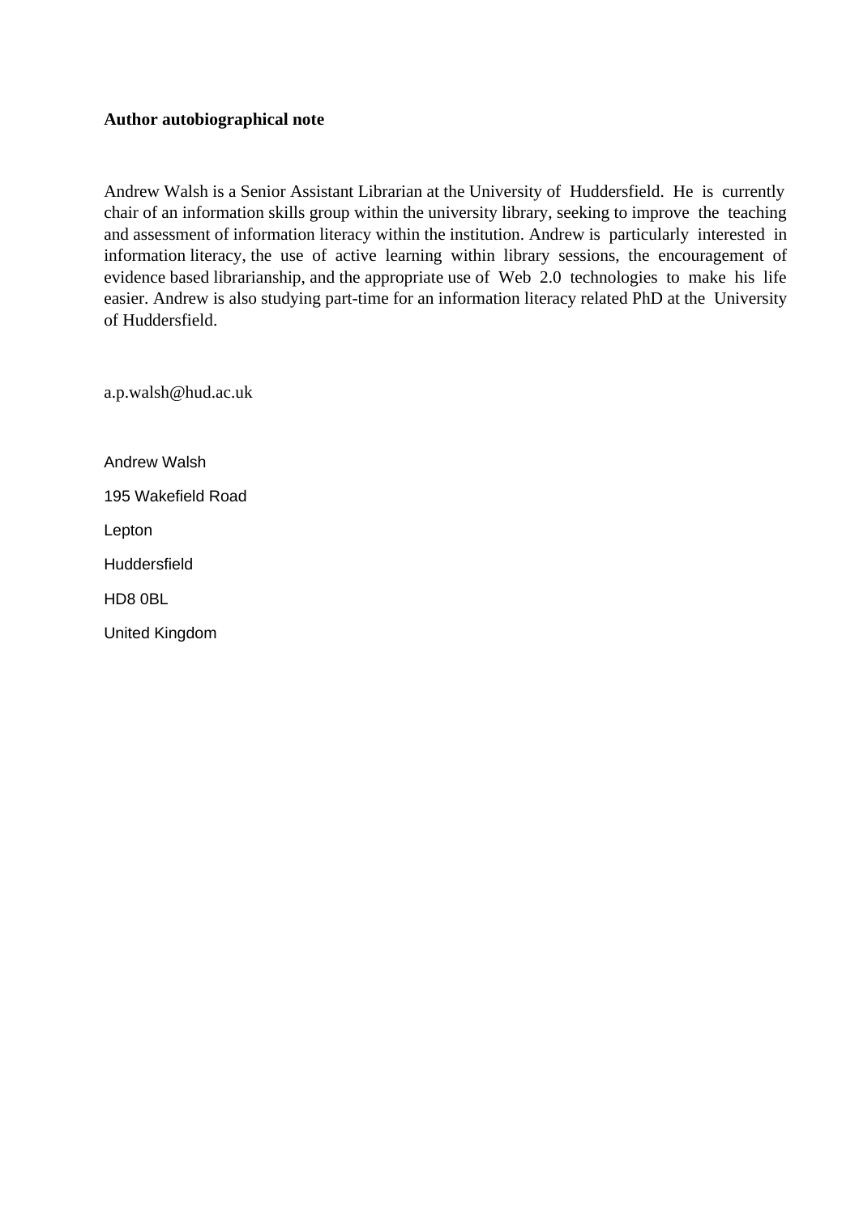**Author autobiographical note**

Andrew Walsh is a Senior Assistant Librarian at the University of Huddersfield. He is currently chair of an information skills group within the university library, seeking to improve the teaching and assessment of information literacy within the institution. Andrew is particularly interested in information literacy, the use of active learning within library sessions, the encouragement of evidence based librarianship, and the appropriate use of Web 2.0 technologies to make his life easier. Andrew is also studying part-time for an information literacy related PhD at the University of Huddersfield.

a.p.walsh@hud.ac.uk

Andrew Walsh

195 Wakefield Road

Lepton

Huddersfield

HD8 0BL

United Kingdom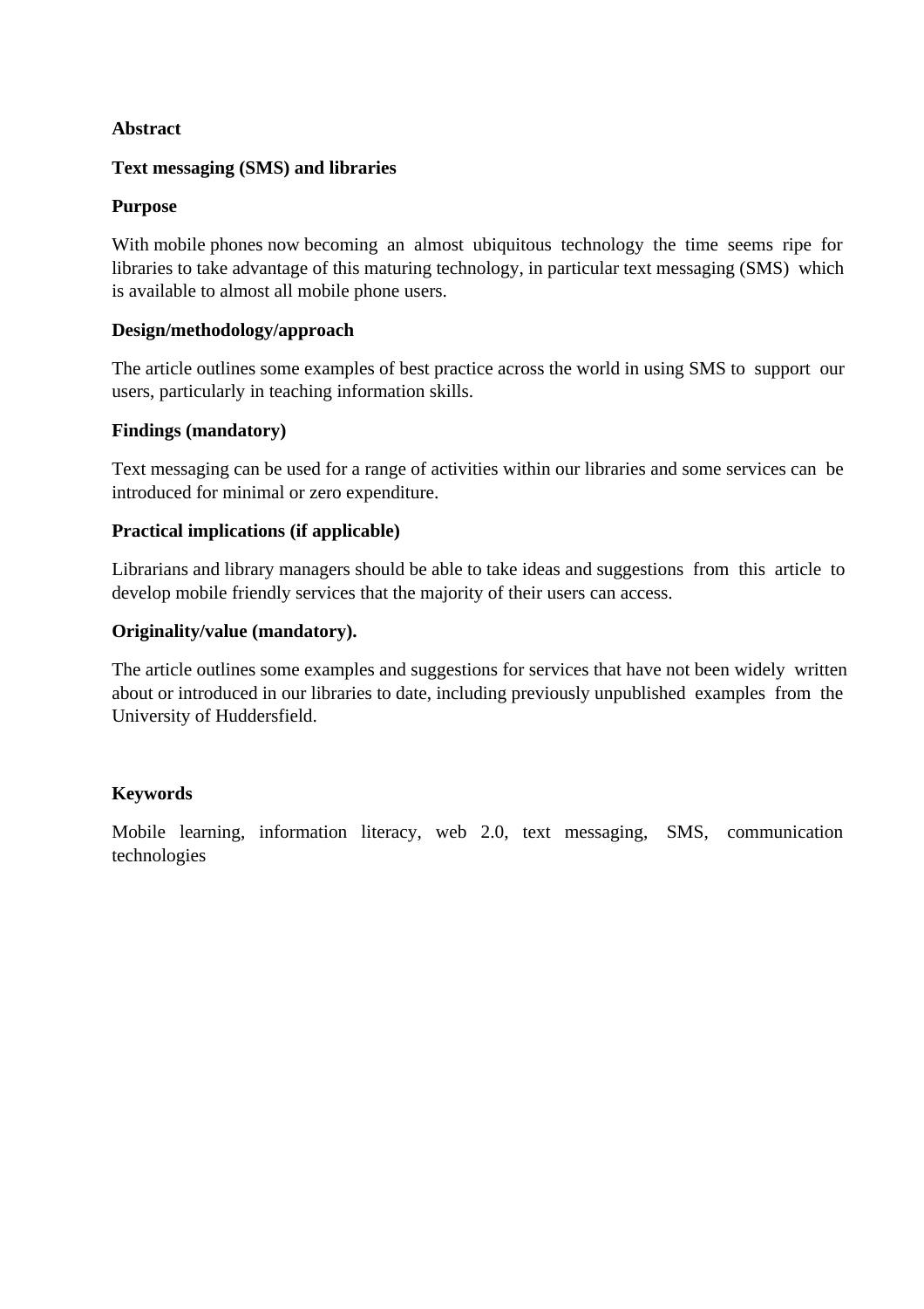**Abstract**

**Text messaging (SMS) and libraries**

**Purpose**

With mobile phones now becoming an almost ubiquitous technology the time seems ripe for libraries to take advantage of this maturing technology, in particular text messaging (SMS) which is available to almost all mobile phone users.

**Design/methodology/approach**

The article outlines some examples of best practice across the world in using SMS to support our users, particularly in teaching information skills.

**Findings (mandatory)**

Text messaging can be used for a range of activities within our libraries and some services can be introduced for minimal or zero expenditure.

**Practical implications (if applicable)**

Librarians and library managers should be able to take ideas and suggestions from this article to develop mobile friendly services that the majority of their users can access.

**Originality/value (mandatory).**

The article outlines some examples and suggestions for services that have not been widely written about or introduced in our libraries to date, including previously unpublished examples from the University of Huddersfield.

**Keywords**

Mobile learning, information literacy, web 2.0, text messaging, SMS, communication technologies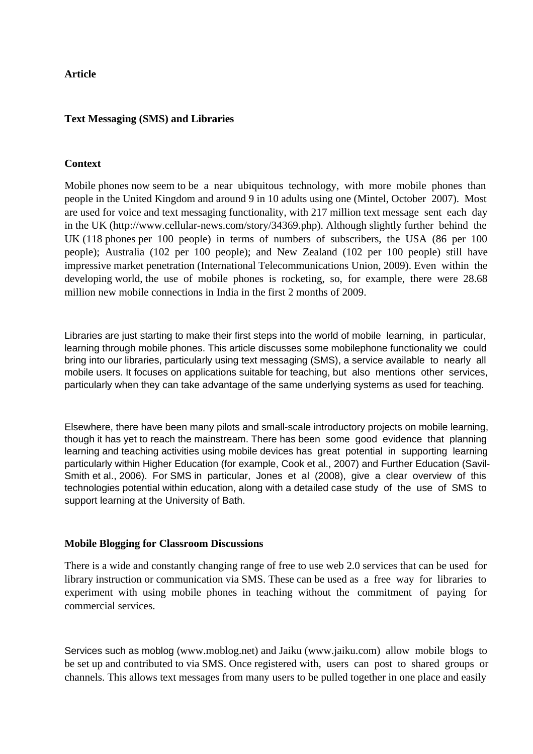**Article**

**Text Messaging (SMS) and Libraries**

**Context**

Mobile phones now seem to be a near ubiquitous technology, with more mobile phones than people in the United Kingdom and around 9 in 10 adults using one (Mintel, October 2007). Most are used for voice and text messaging functionality, with 217 million text message sent each day in the UK (http://www.cellular-news.com/story/34369.php). Although slightly further behind the UK (118 phones per 100 people) in terms of numbers of subscribers, the USA (86 per 100 people); Australia (102 per 100 people); and New Zealand (102 per 100 people) still have impressive market penetration (International Telecommunications Union, 2009). Even within the developing world, the use of mobile phones is rocketing, so, for example, there were 28.68 million new mobile connections in India in the first 2 months of 2009.

Libraries are just starting to make their first steps into the world of mobile learning, in particular, learning through mobile phones. This article discusses some mobilephone functionality we could bring into our libraries, particularly using text messaging (SMS), a service available to nearly all mobile users. It focuses on applications suitable for teaching, but also mentions other services, particularly when they can take advantage of the same underlying systems as used for teaching.

Elsewhere, there have been many pilots and small-scale introductory projects on mobile learning, though it has yet to reach the mainstream. There has been some good evidence that planning learning and teaching activities using mobile devices has great potential in supporting learning particularly within Higher Education (for example, Cook et al., 2007) and Further Education (Savil-Smith et al., 2006). For SMS in particular, Jones et al (2008), give a clear overview of this technologies potential within education, along with a detailed case study of the use of SMS to support learning at the University of Bath.

**Mobile Blogging for Classroom Discussions**

There is a wide and constantly changing range of free to use web 2.0 services that can be used for library instruction or communication via SMS. These can be used as a free way for libraries to experiment with using mobile phones in teaching without the commitment of paying for commercial services.

Services such as moblog (www.moblog.net) and Jaiku (www.jaiku.com) allow mobile blogs to be set up and contributed to via SMS. Once registered with, users can post to shared groups or channels. This allows text messages from many users to be pulled together in one place and easily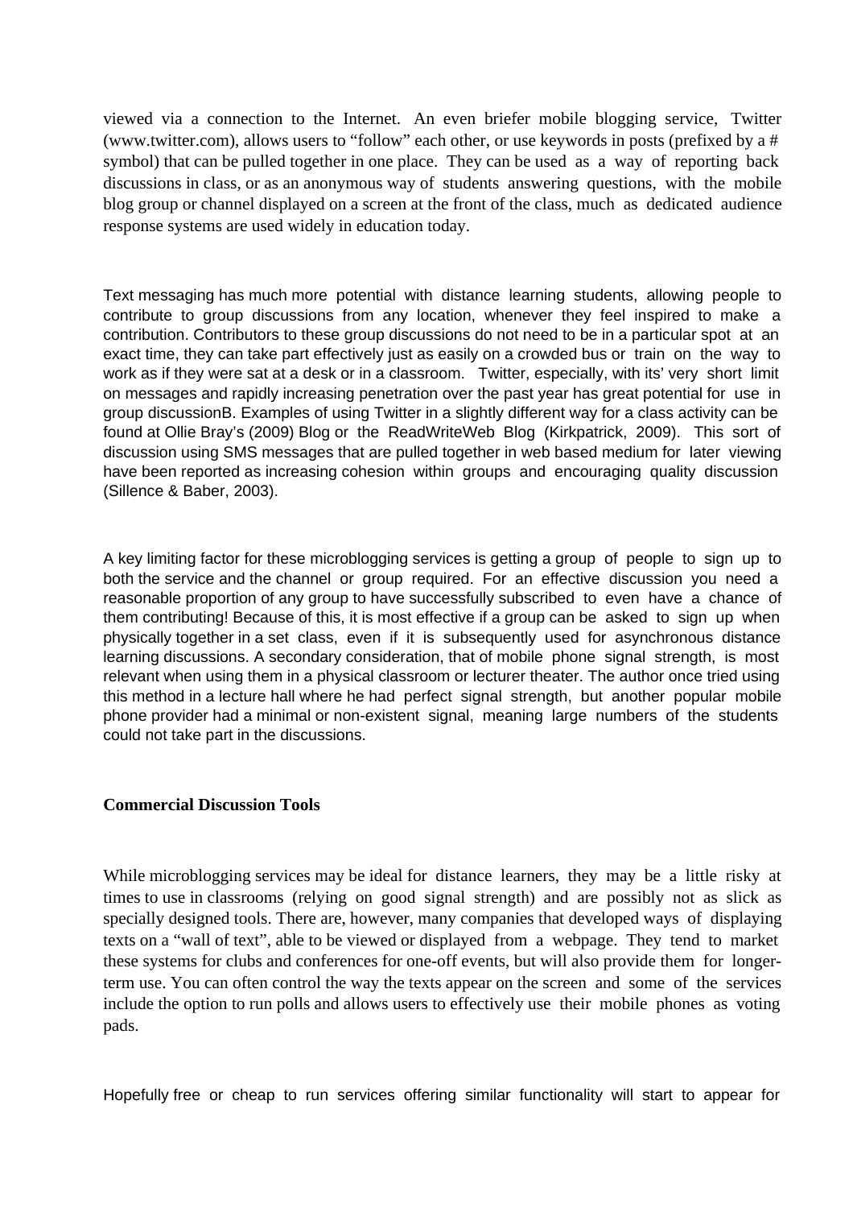viewed via a connection to the Internet. An even briefer mobile blogging service, Twitter (www.twitter.com), allows users to "follow" each other, or use keywords in posts (prefixed by a # symbol) that can be pulled together in one place. They can be used as a way of reporting back discussions in class, or as an anonymous way of students answering questions, with the mobile blog group or channel displayed on a screen at the front of the class, much as dedicated audience response systems are used widely in education today.

Text messaging has much more potential with distance learning students, allowing people to contribute to group discussions from any location, whenever they feel inspired to make a contribution. Contributors to these group discussions do not need to be in a particular spot at an exact time, they can take part effectively just as easily on a crowded bus or train on the way to work as if they were sat at a desk or in a classroom. Twitter, especially, with its' very short limit on messages and rapidly increasing penetration over the past year has great potential for use in group discussionB. Examples of using Twitter in a slightly different way for a class activity can be found at Ollie Bray's (2009) Blog or the ReadWriteWeb Blog (Kirkpatrick, 2009). This sort of discussion using SMS messages that are pulled together in web based medium for later viewing have been reported as increasing cohesion within groups and encouraging quality discussion (Sillence & Baber, 2003).

A key limiting factor for these microblogging services is getting a group of people to sign up to both the service and the channel or group required. For an effective discussion you need a reasonable proportion of any group to have successfully subscribed to even have a chance of them contributing! Because of this, it is most effective if a group can be asked to sign up when physically together in a set class, even if it is subsequently used for asynchronous distance learning discussions. A secondary consideration, that of mobile phone signal strength, is most relevant when using them in a physical classroom or lecturer theater. The author once tried using this method in a lecture hall where he had perfect signal strength, but another popular mobile phone provider had a minimal or non-existent signal, meaning large numbers of the students could not take part in the discussions.

**Commercial Discussion Tools**

While microblogging services may be ideal for distance learners, they may be a little risky at times to use in classrooms (relying on good signal strength) and are possibly not as slick as specially designed tools. There are, however, many companies that developed ways of displaying texts on a "wall of text", able to be viewed or displayed from a webpage. They tend to market these systems for clubs and conferences for one-off events, but will also provide them for longer-term use. You can often control the way the texts appear on the screen and some of the services include the option to run polls and allows users to effectively use their mobile phones as voting pads.

Hopefully free or cheap to run services offering similar functionality will start to appear for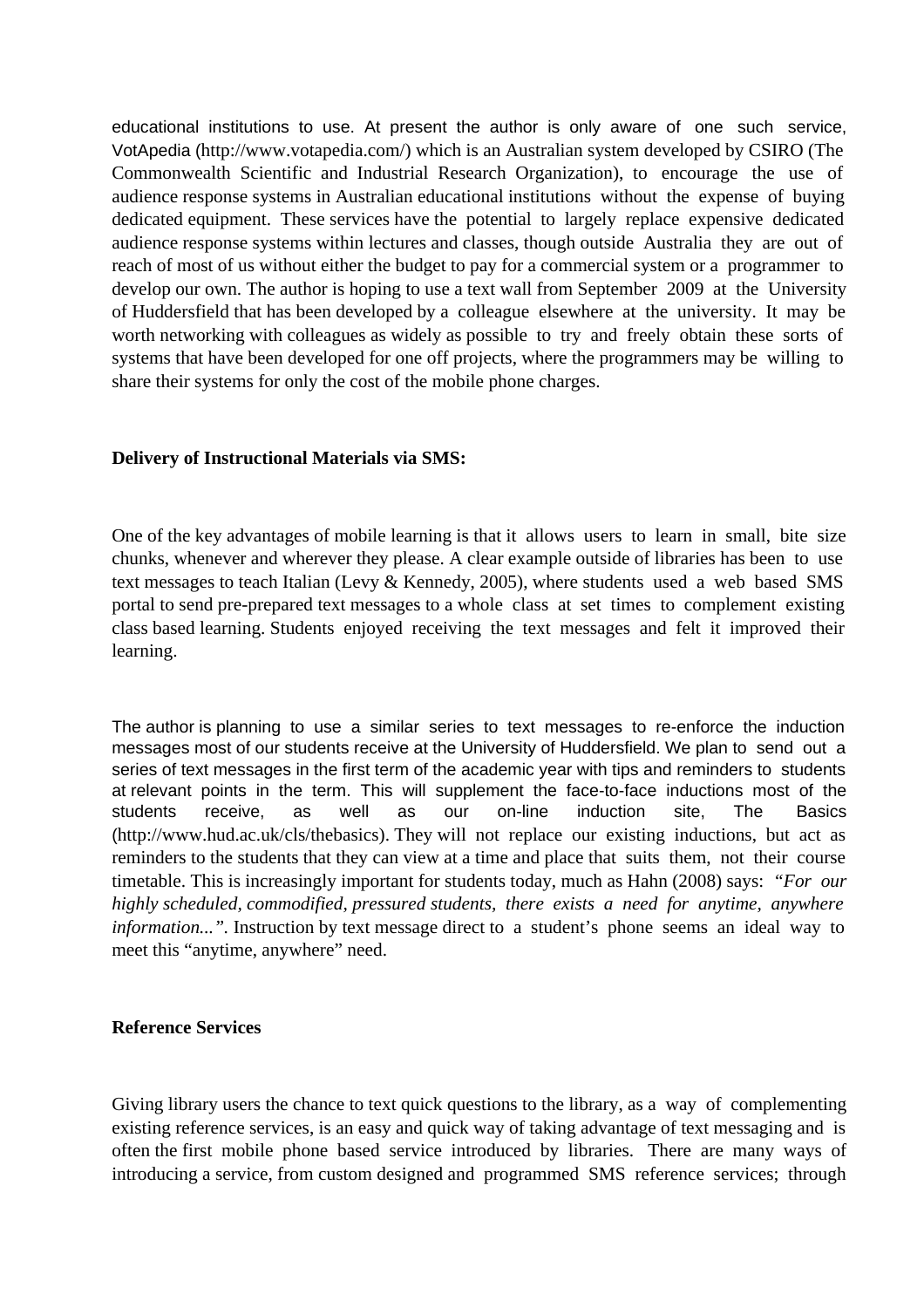educational institutions to use. At present the author is only aware of one such service, VotApedia (http://www.votapedia.com/) which is an Australian system developed by CSIRO (The Commonwealth Scientific and Industrial Research Organization), to encourage the use of audience response systems in Australian educational institutions without the expense of buying dedicated equipment. These services have the potential to largely replace expensive dedicated audience response systems within lectures and classes, though outside Australia they are out of reach of most of us without either the budget to pay for a commercial system or a programmer to develop our own. The author is hoping to use a text wall from September 2009 at the University of Huddersfield that has been developed by a colleague elsewhere at the university. It may be worth networking with colleagues as widely as possible to try and freely obtain these sorts of systems that have been developed for one off projects, where the programmers may be willing to share their systems for only the cost of the mobile phone charges.

**Delivery of Instructional Materials via SMS:**

One of the key advantages of mobile learning is that it allows users to learn in small, bite size chunks, whenever and wherever they please. A clear example outside of libraries has been to use text messages to teach Italian (Levy & Kennedy, 2005), where students used a web based SMS portal to send pre-prepared text messages to a whole class at set times to complement existing class based learning. Students enjoyed receiving the text messages and felt it improved their learning.

The author is planning to use a similar series to text messages to re-enforce the induction messages most of our students receive at the University of Huddersfield. We plan to send out a series of text messages in the first term of the academic year with tips and reminders to students at relevant points in the term. This will supplement the face-to-face inductions most of the students receive, as well as our on-line induction site, The Basics (http://www.hud.ac.uk/cls/thebasics). They will not replace our existing inductions, but act as reminders to the students that they can view at a time and place that suits them, not their course timetable. This is increasingly important for students today, much as Hahn (2008) says: *"For our highly scheduled, commodified, pressured students, there exists a need for anytime, anywhere information..."*. Instruction by text message direct to a student's phone seems an ideal way to meet this "anytime, anywhere" need.

**Reference Services**

Giving library users the chance to text quick questions to the library, as a way of complementing existing reference services, is an easy and quick way of taking advantage of text messaging and is often the first mobile phone based service introduced by libraries. There are many ways of introducing a service, from custom designed and programmed SMS reference services; through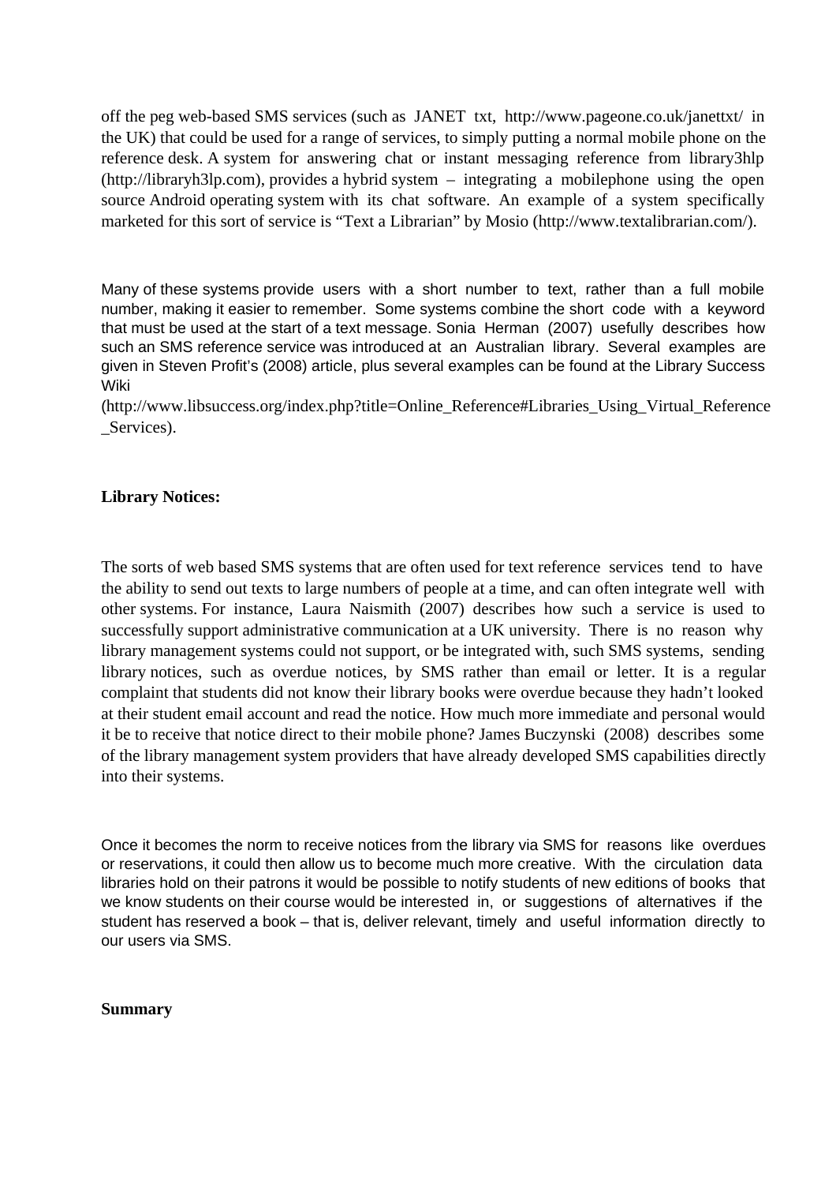off the peg web-based SMS services (such as JANET txt, http://www.pageone.co.uk/janettxt/ in the UK) that could be used for a range of services, to simply putting a normal mobile phone on the reference desk. A system for answering chat or instant messaging reference from library3hlp (http://libraryh3lp.com), provides a hybrid system – integrating a mobilephone using the open source Android operating system with its chat software. An example of a system specifically marketed for this sort of service is "Text a Librarian" by Mosio (http://www.textalibrarian.com/).

Many of these systems provide users with a short number to text, rather than a full mobile number, making it easier to remember. Some systems combine the short code with a keyword that must be used at the start of a text message. Sonia Herman (2007) usefully describes how such an SMS reference service was introduced at an Australian library. Several examples are given in Steven Profit's (2008) article, plus several examples can be found at the Library Success Wiki (http://www.libsuccess.org/index.php?title=Online_Reference#Libraries_Using_Virtual_Reference_Services).

**Library Notices:**

The sorts of web based SMS systems that are often used for text reference services tend to have the ability to send out texts to large numbers of people at a time, and can often integrate well with other systems. For instance, Laura Naismith (2007) describes how such a service is used to successfully support administrative communication at a UK university. There is no reason why library management systems could not support, or be integrated with, such SMS systems, sending library notices, such as overdue notices, by SMS rather than email or letter. It is a regular complaint that students did not know their library books were overdue because they hadn't looked at their student email account and read the notice. How much more immediate and personal would it be to receive that notice direct to their mobile phone? James Buczynski (2008) describes some of the library management system providers that have already developed SMS capabilities directly into their systems.

Once it becomes the norm to receive notices from the library via SMS for reasons like overdues or reservations, it could then allow us to become much more creative. With the circulation data libraries hold on their patrons it would be possible to notify students of new editions of books that we know students on their course would be interested in, or suggestions of alternatives if the student has reserved a book – that is, deliver relevant, timely and useful information directly to our users via SMS.

**Summary**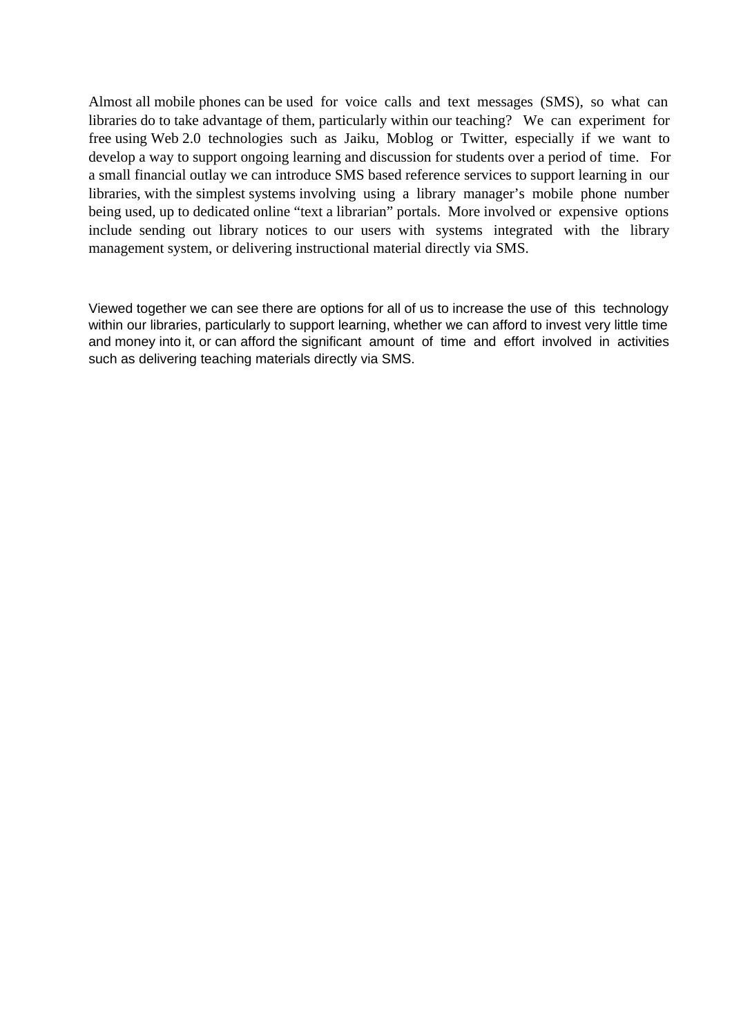Almost all mobile phones can be used for voice calls and text messages (SMS), so what can libraries do to take advantage of them, particularly within our teaching? We can experiment for free using Web 2.0 technologies such as Jaiku, Moblog or Twitter, especially if we want to develop a way to support ongoing learning and discussion for students over a period of time. For a small financial outlay we can introduce SMS based reference services to support learning in our libraries, with the simplest systems involving using a library manager's mobile phone number being used, up to dedicated online "text a librarian" portals. More involved or expensive options include sending out library notices to our users with systems integrated with the library management system, or delivering instructional material directly via SMS.

Viewed together we can see there are options for all of us to increase the use of this technology within our libraries, particularly to support learning, whether we can afford to invest very little time and money into it, or can afford the significant amount of time and effort involved in activities such as delivering teaching materials directly via SMS.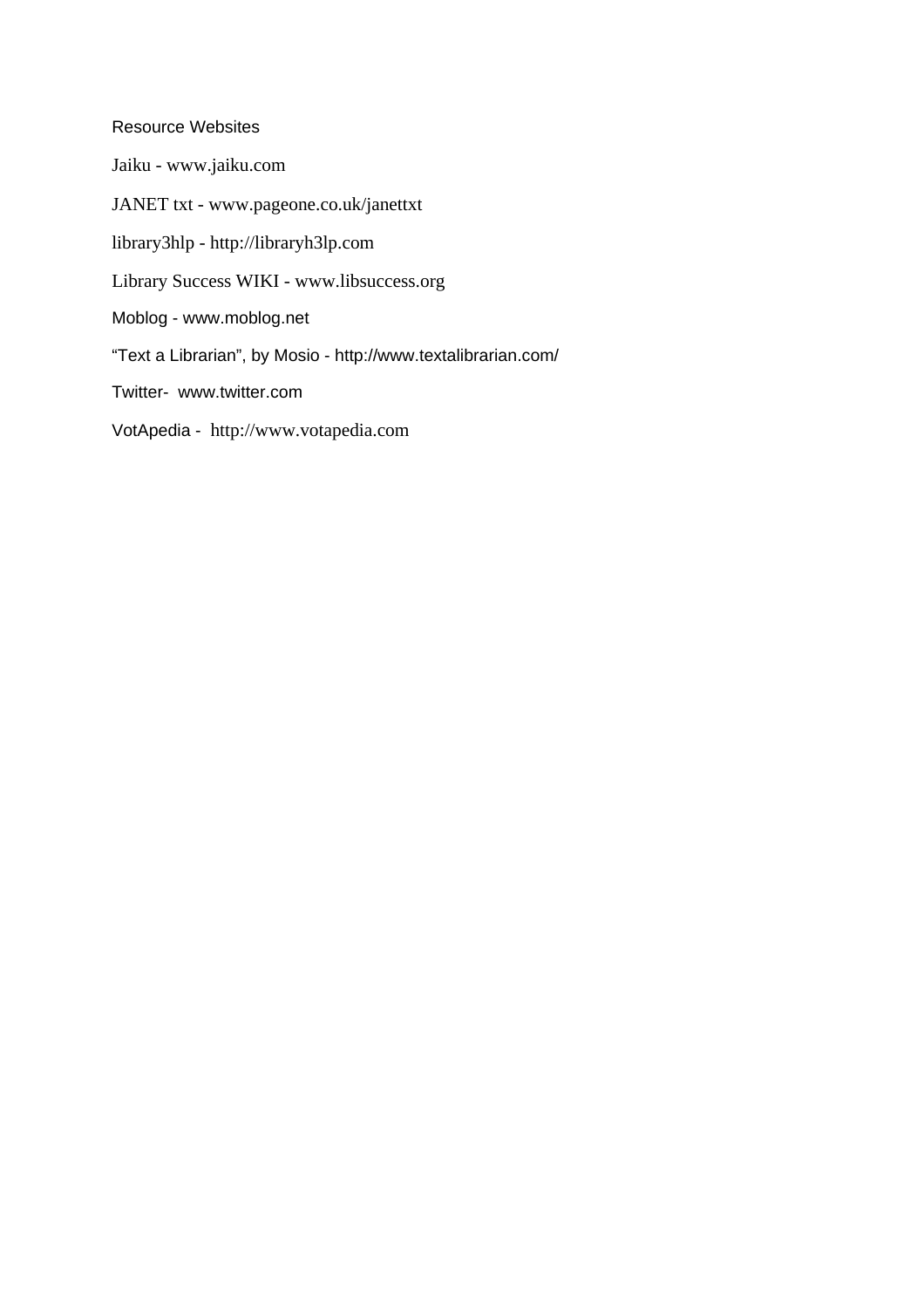## Resource Websites

Jaiku - www.jaiku.com

JANET txt - www.pageone.co.uk/janettxt

library3hlp - http://libraryh3lp.com

Library Success WIKI - www.libsuccess.org

Moblog - www.moblog.net

“Text a Librarian”, by Mosio - http://www.textalibrarian.com/

Twitter- www.twitter.com

VotApedia - http://www.votapedia.com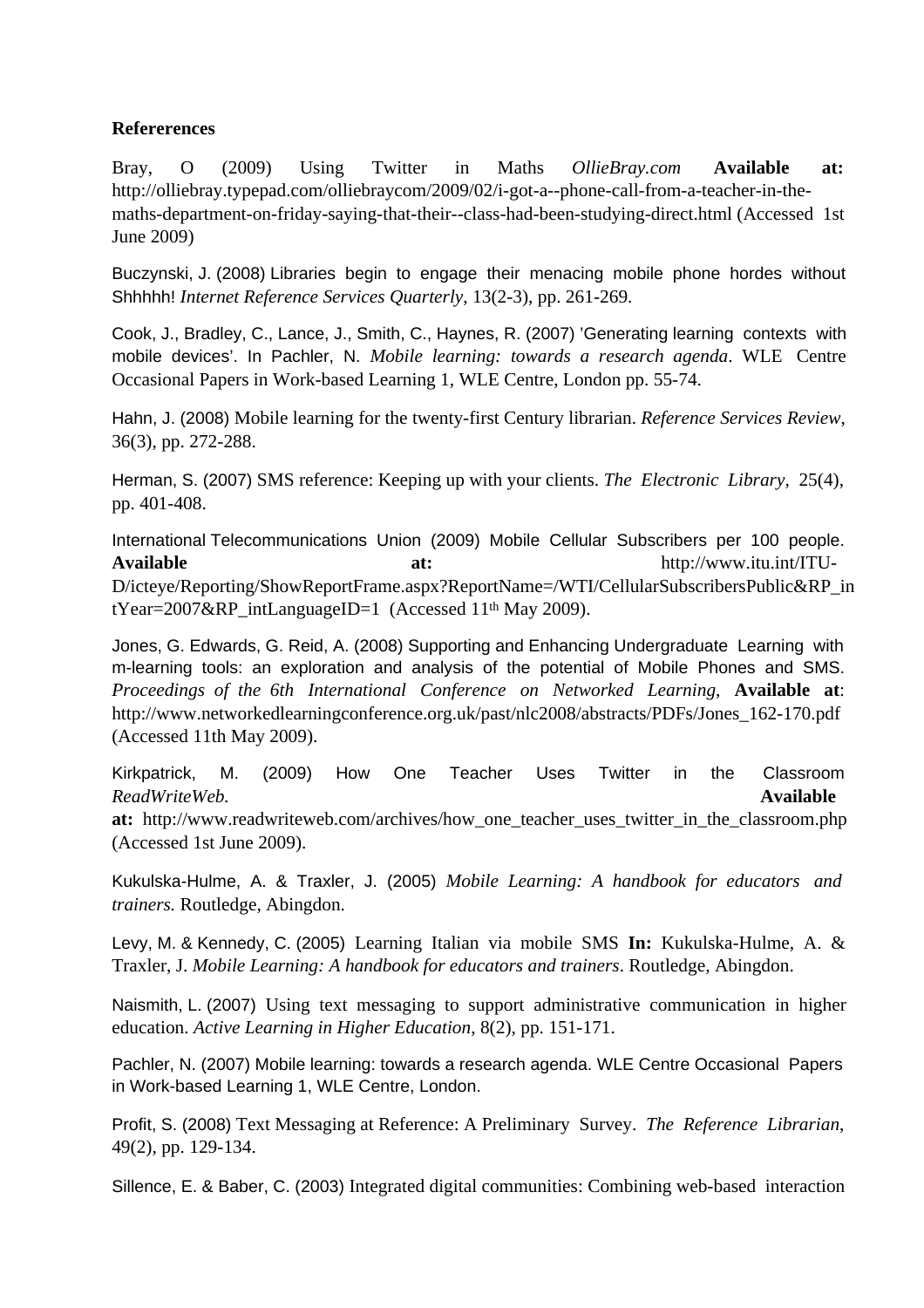**Refererences**

Bray, O (2009) Using Twitter in Maths *OllieBray.com* **Available at:** http://olliebray.typepad.com/olliebraycom/2009/02/i-got-a--phone-call-from-a-teacher-in-the-maths-department-on-friday-saying-that-their--class-had-been-studying-direct.html (Accessed 1st June 2009)

Buczynski, J. (2008) Libraries begin to engage their menacing mobile phone hordes without Shhhhh! *Internet Reference Services Quarterly*, 13(2-3), pp. 261-269.

Cook, J., Bradley, C., Lance, J., Smith, C., Haynes, R. (2007) 'Generating learning contexts with mobile devices'. In Pachler, N. *Mobile learning: towards a research agenda*. WLE Centre Occasional Papers in Work-based Learning 1, WLE Centre, London pp. 55-74.

Hahn, J. (2008) Mobile learning for the twenty-first Century librarian. *Reference Services Review*, 36(3), pp. 272-288.

Herman, S. (2007) SMS reference: Keeping up with your clients. *The Electronic Library*, 25(4), pp. 401-408.

International Telecommunications Union (2009) Mobile Cellular Subscribers per 100 people. **Available at:** http://www.itu.int/ITU-D/icteye/Reporting/ShowReportFrame.aspx?ReportName=/WTI/CellularSubscribersPublic&RP_intYear=2007&RP_intLanguageID=1 (Accessed 11th May 2009).

Jones, G. Edwards, G. Reid, A. (2008) Supporting and Enhancing Undergraduate Learning with m-learning tools: an exploration and analysis of the potential of Mobile Phones and SMS. *Proceedings of the 6th International Conference on Networked Learning,* **Available at**: http://www.networkedlearningconference.org.uk/past/nlc2008/abstracts/PDFs/Jones_162-170.pdf (Accessed 11th May 2009).

Kirkpatrick, M. (2009) How One Teacher Uses Twitter in the Classroom *ReadWriteWeb.* **Available at:** http://www.readwriteweb.com/archives/how_one_teacher_uses_twitter_in_the_classroom.php (Accessed 1st June 2009).

Kukulska-Hulme, A. & Traxler, J. (2005) *Mobile Learning: A handbook for educators and trainers.* Routledge, Abingdon.

Levy, M. & Kennedy, C. (2005) Learning Italian via mobile SMS **In:** Kukulska-Hulme, A. & Traxler, J. *Mobile Learning: A handbook for educators and trainers*. Routledge, Abingdon.

Naismith, L. (2007) Using text messaging to support administrative communication in higher education. *Active Learning in Higher Education*, 8(2), pp. 151-171.

Pachler, N. (2007) Mobile learning: towards a research agenda. WLE Centre Occasional Papers in Work-based Learning 1, WLE Centre, London.

Profit, S. (2008) Text Messaging at Reference: A Preliminary Survey. *The Reference Librarian*, 49(2), pp. 129-134.

Sillence, E. & Baber, C. (2003) Integrated digital communities: Combining web-based interaction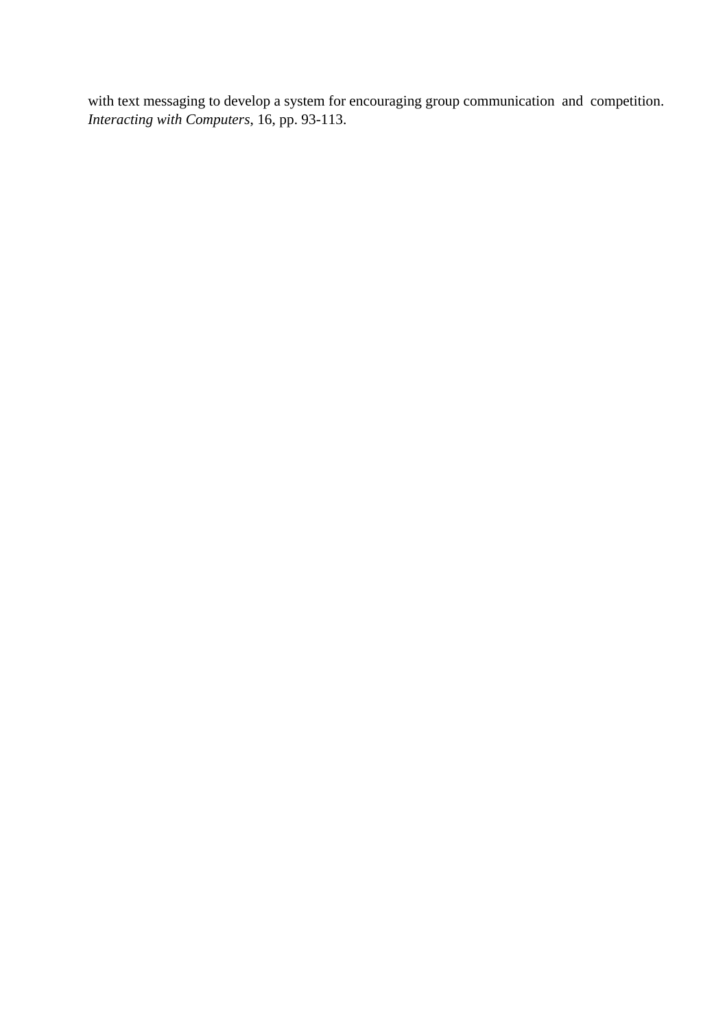with text messaging to develop a system for encouraging group communication and competition. *Interacting with Computers*, 16, pp. 93-113.